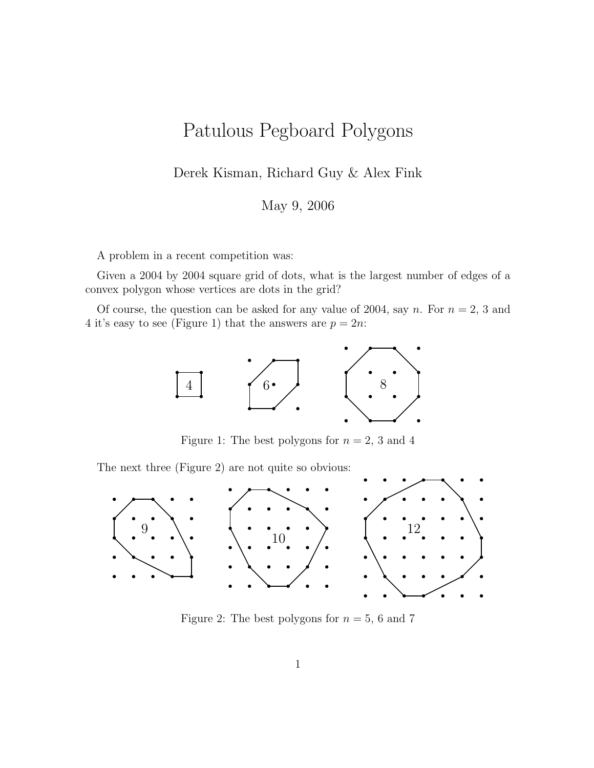# Patulous Pegboard Polygons

Derek Kisman, Richard Guy & Alex Fink

May 9, 2006

A problem in a recent competition was:

Given a 2004 by 2004 square grid of dots, what is the largest number of edges of a convex polygon whose vertices are dots in the grid?

Of course, the question can be asked for any value of 2004, say $n$. For $n = 2$, 3 and 4 it's easy to see (Figure 1) that the answers are $p = 2n$:

Figure 1: The best polygons for $n = 2$, 3 and 4

The next three (Figure 2) are not quite so obvious:

Figure 2: The best polygons for $n = 5$, 6 and 7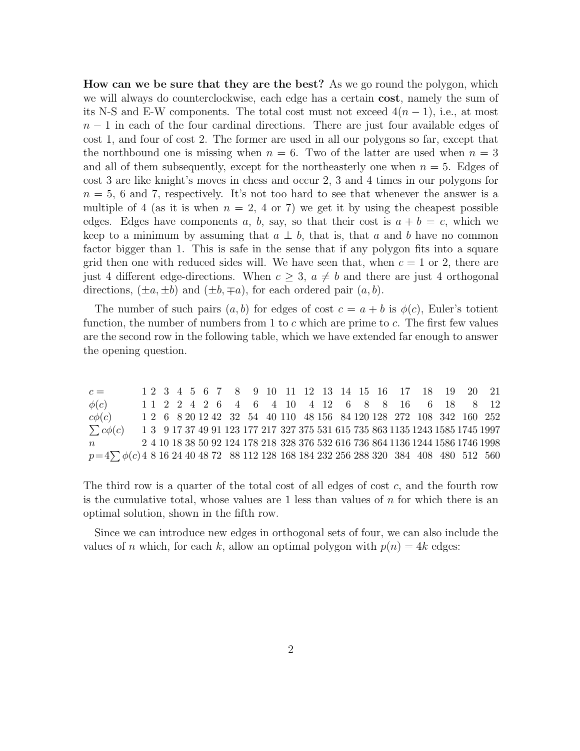**How can we be sure that they are the best?** As we go round the polygon, which we will always do counterclockwise, each edge has a certain **cost**, namely the sum of its N-S and E-W components. The total cost must not exceed $4(n-1)$, i.e., at most $n-1$ in each of the four cardinal directions. There are just four available edges of cost 1, and four of cost 2. The former are used in all our polygons so far, except that the northbound one is missing when $n = 6$. Two of the latter are used when $n = 3$ and all of them subsequently, except for the northeasterly one when $n = 5$. Edges of cost 3 are like knight's moves in chess and occur 2, 3 and 4 times in our polygons for $n = 5$, 6 and 7, respectively. It's not too hard to see that whenever the answer is a multiple of 4 (as it is when $n = 2$, 4 or 7) we get it by using the cheapest possible edges. Edges have components $a$, $b$, say, so that their cost is $a + b = c$, which we keep to a minimum by assuming that $a \perp b$, that is, that $a$ and $b$ have no common factor bigger than 1. This is safe in the sense that if any polygon fits into a square grid then one with reduced sides will. We have seen that, when $c = 1$ or 2, there are just 4 different edge-directions. When $c \geq 3$, $a \neq b$ and there are just 4 orthogonal directions, $(\pm a, \pm b)$ and $(\pm b, \mp a)$, for each ordered pair $(a, b)$.

The number of such pairs $(a, b)$ for edges of cost $c = a + b$ is $\phi(c)$, Euler's totient function, the number of numbers from 1 to $c$ which are prime to $c$. The first few values are the second row in the following table, which we have extended far enough to answer the opening question.

| $c =$ | 1 | 2 | 3 | 4 | 5 | 6 | 7 | 8 | 9 | 10 | 11 | 12 | 13 | 14 | 15 | 16 | 17 | 18 | 19 | 20 | 21 |
|---|---|---|---|---|---|---|---|---|---|---|---|---|---|---|---|---|---|---|---|---|---|
| $\phi(c)$ | 1 | 1 | 2 | 2 | 4 | 2 | 6 | 4 | 6 | 4 | 10 | 4 | 12 | 6 | 8 | 8 | 16 | 6 | 18 | 8 | 12 |
| $c\phi(c)$ | 1 | 2 | 6 | 8 | 20 | 12 | 42 | 32 | 54 | 40 | 110 | 48 | 156 | 84 | 120 | 128 | 272 | 108 | 342 | 160 | 252 |
| $\sum c\phi(c)$ | 1 | 3 | 9 | 17 | 37 | 49 | 91 | 123 | 177 | 217 | 327 | 375 | 531 | 615 | 735 | 863 | 1135 | 1243 | 1585 | 1745 | 1997 |
| $n$ | 2 | 4 | 10 | 18 | 38 | 50 | 92 | 124 | 178 | 218 | 328 | 376 | 532 | 616 | 736 | 864 | 1136 | 1244 | 1586 | 1746 | 1998 |
| $p = 4\sum \phi(c)$ | 4 | 8 | 16 | 24 | 40 | 48 | 72 | 88 | 112 | 128 | 168 | 184 | 232 | 256 | 288 | 320 | 384 | 408 | 480 | 512 | 560 |

The third row is a quarter of the total cost of all edges of cost $c$, and the fourth row is the cumulative total, whose values are 1 less than values of $n$ for which there is an optimal solution, shown in the fifth row.

Since we can introduce new edges in orthogonal sets of four, we can also include the values of $n$ which, for each $k$, allow an optimal polygon with $p(n) = 4k$ edges: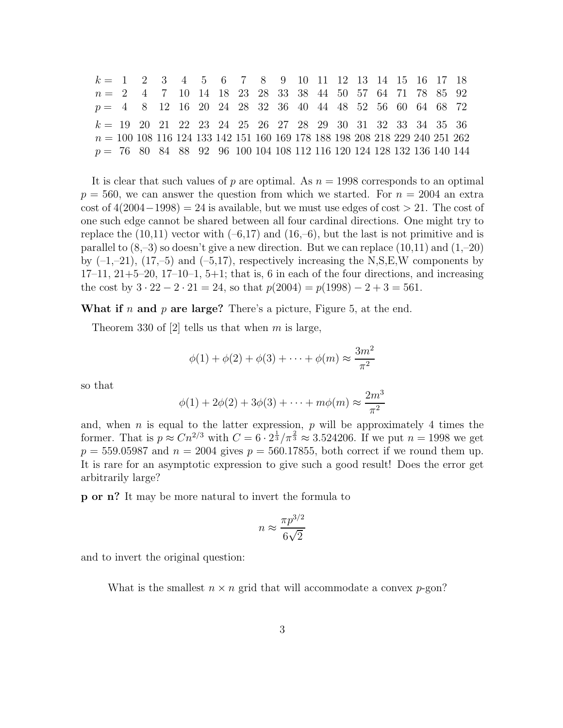| $k =$ | 1 | 2 | 3 | 4 | 5 | 6 | 7 | 8 | 9 | 10 | 11 | 12 | 13 | 14 | 15 | 16 | 17 | 18 |
|---|---|---|---|---|---|---|---|---|---|---|---|---|---|---|---|---|---|---|
| $n =$ | 2 | 4 | 7 | 10 | 14 | 18 | 23 | 28 | 33 | 38 | 44 | 50 | 57 | 64 | 71 | 78 | 85 | 92 |
| $p =$ | 4 | 8 | 12 | 16 | 20 | 24 | 28 | 32 | 36 | 40 | 44 | 48 | 52 | 56 | 60 | 64 | 68 | 72 |

| $k =$ | 19 | 20 | 21 | 22 | 23 | 24 | 25 | 26 | 27 | 28 | 29 | 30 | 31 | 32 | 33 | 34 | 35 | 36 |
|---|---|---|---|---|---|---|---|---|---|---|---|---|---|---|---|---|---|---|
| $n =$ | 100 | 108 | 116 | 124 | 133 | 142 | 151 | 160 | 169 | 178 | 188 | 198 | 208 | 218 | 229 | 240 | 251 | 262 |
| $p =$ | 76 | 80 | 84 | 88 | 92 | 96 | 100 | 104 | 108 | 112 | 116 | 120 | 124 | 128 | 132 | 136 | 140 | 144 |

It is clear that such values of $p$ are optimal. As $n = 1998$ corresponds to an optimal $p = 560$, we can answer the question from which we started. For $n = 2004$ an extra cost of $4(2004-1998) = 24$ is available, but we must use edges of cost $> 21$. The cost of one such edge cannot be shared between all four cardinal directions. One might try to replace the (10,11) vector with (–6,17) and (16,–6), but the last is not primitive and is parallel to (8,–3) so doesn't give a new direction. But we can replace (10,11) and (1,–20) by (–1,–21), (17,–5) and (–5,17), respectively increasing the N,S,E,W components by 17–11, 21+5–20, 17–10–1, 5+1; that is, 6 in each of the four directions, and increasing the cost by $3 \cdot 22 - 2 \cdot 21 = 24$, so that $p(2004) = p(1998) - 2 + 3 = 561$.

**What if $n$ and $p$ are large?** There's a picture, Figure 5, at the end.

Theorem 330 of [2] tells us that when $m$ is large,

$$\phi(1) + \phi(2) + \phi(3) + \cdots + \phi(m) \approx \frac{3m^2}{\pi^2}$$

so that

$$\phi(1) + 2\phi(2) + 3\phi(3) + \cdots + m\phi(m) \approx \frac{2m^3}{\pi^2}$$

and, when $n$ is equal to the latter expression, $p$ will be approximately 4 times the former. That is $p \approx Cn^{2/3}$ with $C = 6 \cdot 2^{\frac{1}{3}}/\pi^{\frac{2}{3}} \approx 3.524206$. If we put $n = 1998$ we get $p = 559.05987$ and $n = 2004$ gives $p = 560.17855$, both correct if we round them up. It is rare for an asymptotic expression to give such a good result! Does the error get arbitrarily large?

**p or n?** It may be more natural to invert the formula to

$$n \approx \frac{\pi p^{3/2}}{6\sqrt{2}}$$

and to invert the original question:

> What is the smallest $n \times n$ grid that will accommodate a convex $p$-gon?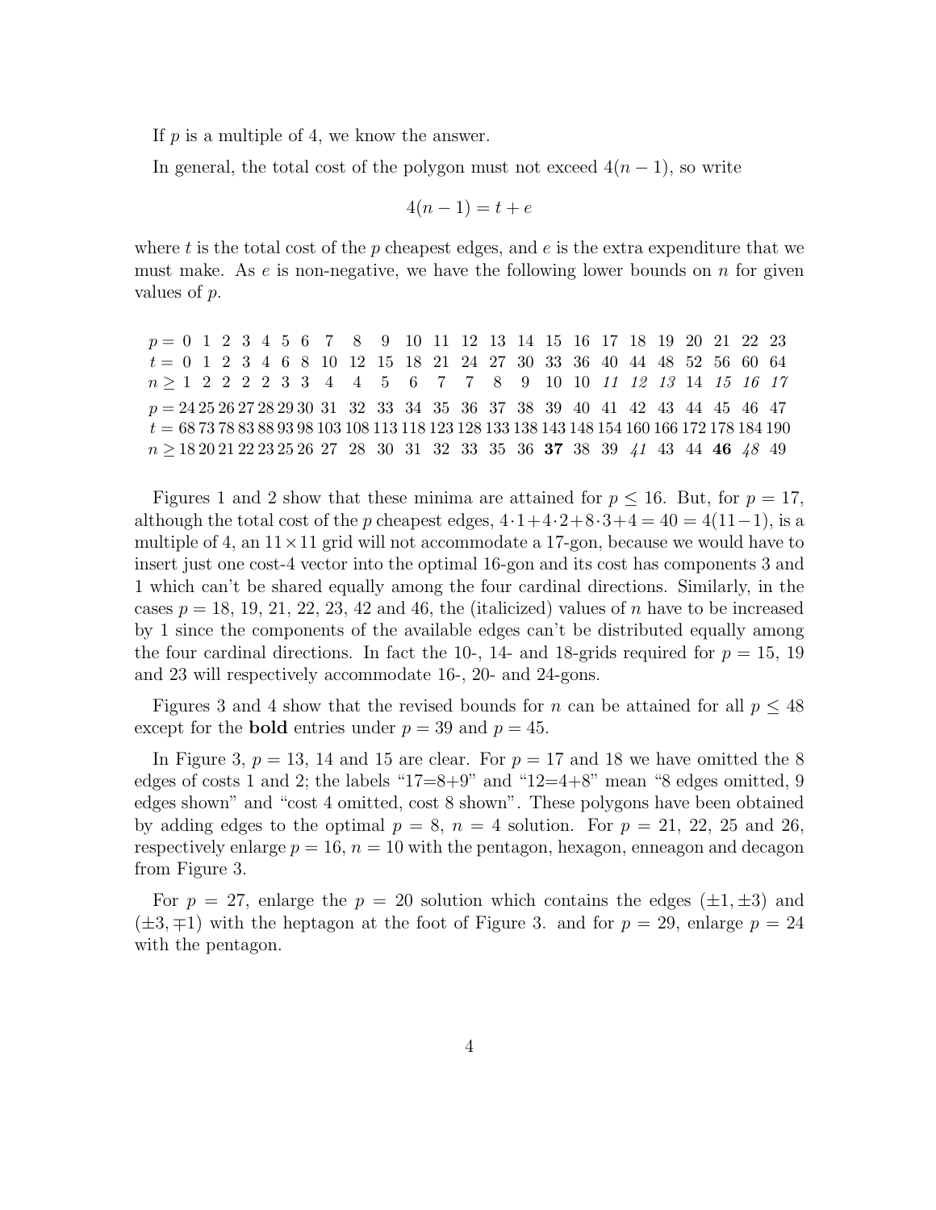If $p$ is a multiple of 4, we know the answer.

In general, the total cost of the polygon must not exceed $4(n-1)$, so write

$$4(n-1) = t + e$$

where $t$ is the total cost of the $p$ cheapest edges, and $e$ is the extra expenditure that we must make. As $e$ is non-negative, we have the following lower bounds on $n$ for given values of $p$.

| $p =$ | 0 | 1 | 2 | 3 | 4 | 5 | 6 | 7 | 8 | 9 | 10 | 11 | 12 | 13 | 14 | 15 | 16 | 17 | 18 | 19 | 20 | 21 | 22 | 23 |
|---|---|---|---|---|---|---|---|---|---|---|---|---|---|---|---|---|---|---|---|---|---|---|---|---|
| $t =$ | 0 | 1 | 2 | 3 | 4 | 6 | 8 | 10 | 12 | 15 | 18 | 21 | 24 | 27 | 30 | 33 | 36 | 40 | 44 | 48 | 52 | 56 | 60 | 64 |
| $n \geq$ | 1 | 2 | 2 | 2 | 2 | 3 | 3 | 4 | 4 | 5 | 6 | 7 | 7 | 8 | 9 | 10 | 10 | *11* | *12* | *13* | 14 | *15* | *16* | *17* |

| $p =$ | 24 | 25 | 26 | 27 | 28 | 29 | 30 | 31 | 32 | 33 | 34 | 35 | 36 | 37 | 38 | 39 | 40 | 41 | 42 | 43 | 44 | 45 | 46 | 47 |
|---|---|---|---|---|---|---|---|---|---|---|---|---|---|---|---|---|---|---|---|---|---|---|---|---|
| $t =$ | 68 | 73 | 78 | 83 | 88 | 93 | 98 | 103 | 108 | 113 | 118 | 123 | 128 | 133 | 138 | 143 | 148 | 154 | 160 | 166 | 172 | 178 | 184 | 190 |
| $n \geq$ | 18 | 20 | 21 | 22 | 23 | 25 | 26 | 27 | 28 | 30 | 31 | 32 | 33 | 35 | 36 | **37** | 38 | 39 | *41* | 43 | 44 | **46** | *48* | 49 |

Figures 1 and 2 show that these minima are attained for $p \leq 16$. But, for $p = 17$, although the total cost of the $p$ cheapest edges, $4 \cdot 1 + 4 \cdot 2 + 8 \cdot 3 + 4 = 40 = 4(11-1)$, is a multiple of 4, an $11 \times 11$ grid will not accommodate a 17-gon, because we would have to insert just one cost-4 vector into the optimal 16-gon and its cost has components 3 and 1 which can't be shared equally among the four cardinal directions. Similarly, in the cases $p = 18$, 19, 21, 22, 23, 42 and 46, the (italicized) values of $n$ have to be increased by 1 since the components of the available edges can't be distributed equally among the four cardinal directions. In fact the 10-, 14- and 18-grids required for $p = 15$, 19 and 23 will respectively accommodate 16-, 20- and 24-gons.

Figures 3 and 4 show that the revised bounds for $n$ can be attained for all $p \leq 48$ except for the **bold** entries under $p = 39$ and $p = 45$.

In Figure 3, $p = 13$, 14 and 15 are clear. For $p = 17$ and 18 we have omitted the 8 edges of costs 1 and 2; the labels "17=8+9" and "12=4+8" mean "8 edges omitted, 9 edges shown" and "cost 4 omitted, cost 8 shown". These polygons have been obtained by adding edges to the optimal $p = 8$, $n = 4$ solution. For $p = 21$, 22, 25 and 26, respectively enlarge $p = 16$, $n = 10$ with the pentagon, hexagon, enneagon and decagon from Figure 3.

For $p = 27$, enlarge the $p = 20$ solution which contains the edges $(\pm 1, \pm 3)$ and $(\pm 3, \mp 1)$ with the heptagon at the foot of Figure 3. and for $p = 29$, enlarge $p = 24$ with the pentagon.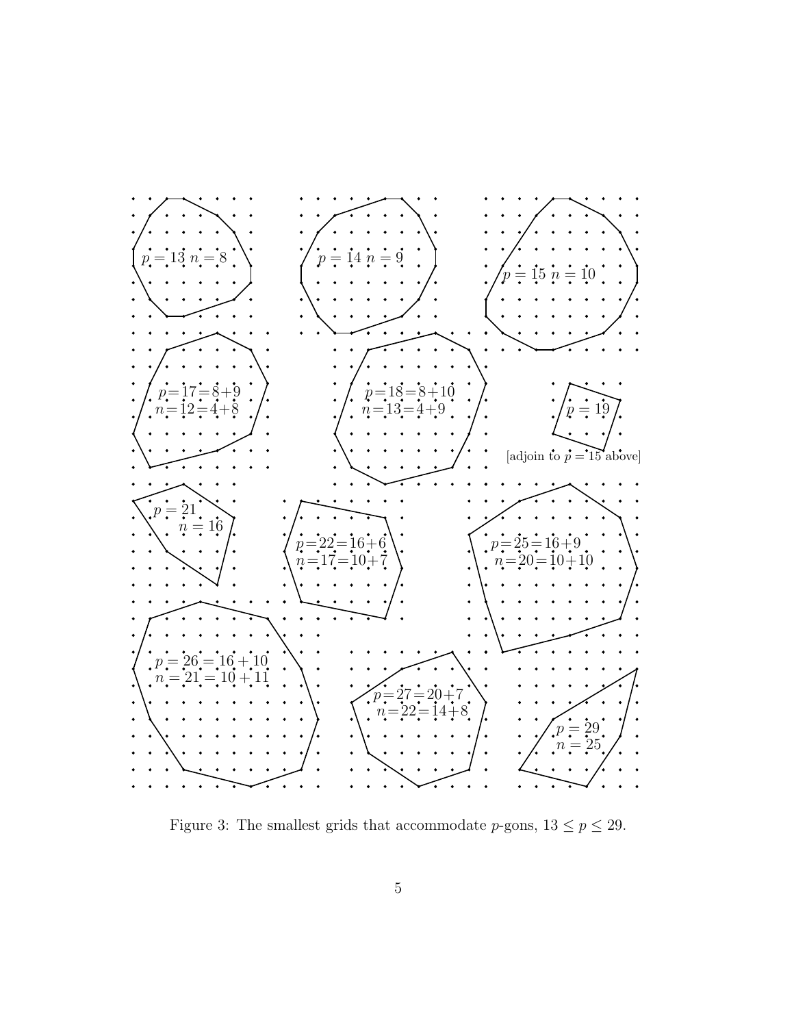$p = 13$ $n = 8$

$p = 14$ $n = 9$

$p = 15$ $n = 10$

$p=17=8+9$
$n=12=4+8$

$p=18=8+10$
$n=13=4+9$

$p = 19$

[adjoin to $p = 15$ above]

$p = 21$
$n = 16$

$p=22=16+6$
$n=17=10+7$

$p=25=16+9$
$n=20=10+10$

$p = 26 = 16 + 10$
$n = 21 = 10 + 11$

$p=27=20+7$
$n=22=14+8$

$p = 29$
$n = 25$

Figure 3: The smallest grids that accommodate $p$-gons, $13 \leq p \leq 29$.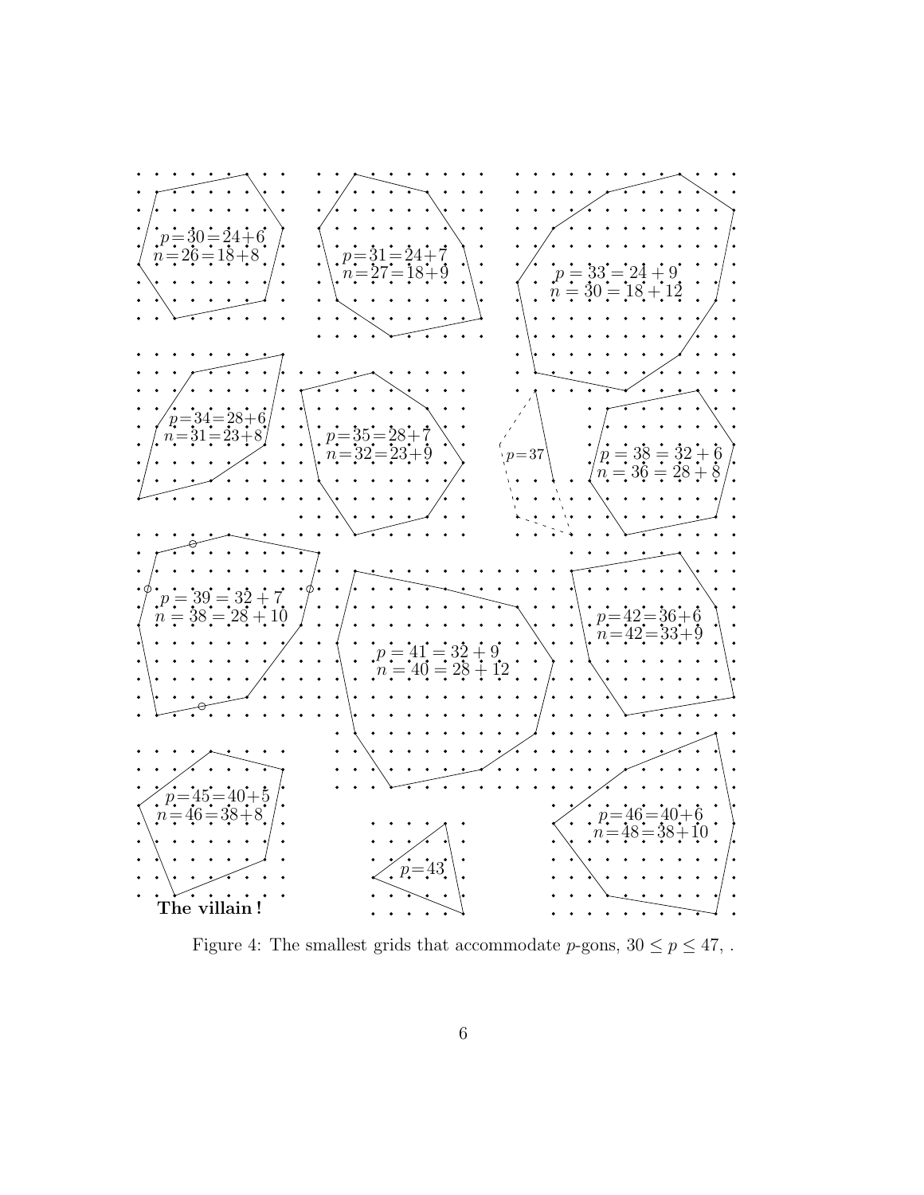$p=30=24+6$
$n=26=18+8$

$p=31=24+7$
$n=27=18+9$

$p=33=24+9$
$n=30=18+12$

$p=34=28+6$
$n=31=23+8$

$p=35=28+7$
$n=32=23+9$

$p=37$

$p=38=32+6$
$n=36=28+8$

$p=39=32+7$
$n=38=28+10$

$p=41=32+9$
$n=40=28+12$

$p=42=36+6$
$n=42=33+9$

$p=45=40+5$
$n=46=38+8$

**The villain !**

$p=43$

$p=46=40+6$
$n=48=38+10$

Figure 4: The smallest grids that accommodate $p$-gons, $30 \leq p \leq 47$, .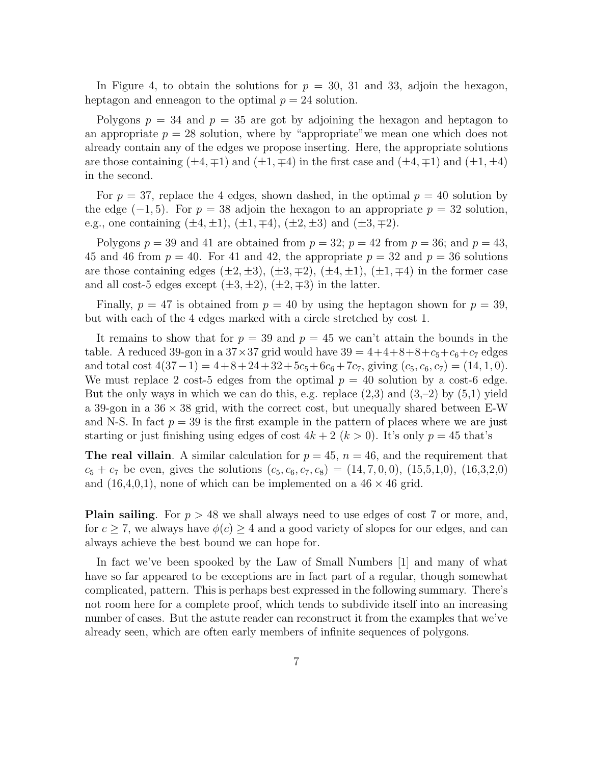In Figure 4, to obtain the solutions for $p = 30$, 31 and 33, adjoin the hexagon, heptagon and enneagon to the optimal $p = 24$ solution.

Polygons $p = 34$ and $p = 35$ are got by adjoining the hexagon and heptagon to an appropriate $p = 28$ solution, where by "appropriate"we mean one which does not already contain any of the edges we propose inserting. Here, the appropriate solutions are those containing $(\pm 4, \mp 1)$ and $(\pm 1, \mp 4)$ in the first case and $(\pm 4, \mp 1)$ and $(\pm 1, \pm 4)$ in the second.

For $p = 37$, replace the 4 edges, shown dashed, in the optimal $p = 40$ solution by the edge $(-1, 5)$. For $p = 38$ adjoin the hexagon to an appropriate $p = 32$ solution, e.g., one containing $(\pm 4, \pm 1)$, $(\pm 1, \mp 4)$, $(\pm 2, \pm 3)$ and $(\pm 3, \mp 2)$.

Polygons $p = 39$ and 41 are obtained from $p = 32$; $p = 42$ from $p = 36$; and $p = 43$, 45 and 46 from $p = 40$. For 41 and 42, the appropriate $p = 32$ and $p = 36$ solutions are those containing edges $(\pm 2, \pm 3)$, $(\pm 3, \mp 2)$, $(\pm 4, \pm 1)$, $(\pm 1, \mp 4)$ in the former case and all cost-5 edges except $(\pm 3, \pm 2)$, $(\pm 2, \mp 3)$ in the latter.

Finally, $p = 47$ is obtained from $p = 40$ by using the heptagon shown for $p = 39$, but with each of the 4 edges marked with a circle stretched by cost 1.

It remains to show that for $p = 39$ and $p = 45$ we can't attain the bounds in the table. A reduced 39-gon in a $37 \times 37$ grid would have $39 = 4 + 4 + 8 + 8 + c_5 + c_6 + c_7$ edges and total cost $4(37 - 1) = 4 + 8 + 24 + 32 + 5c_5 + 6c_6 + 7c_7$, giving $(c_5, c_6, c_7) = (14, 1, 0)$. We must replace 2 cost-5 edges from the optimal $p = 40$ solution by a cost-6 edge. But the only ways in which we can do this, e.g. replace (2,3) and (3,–2) by (5,1) yield a 39-gon in a $36 \times 38$ grid, with the correct cost, but unequally shared between E-W and N-S. In fact $p = 39$ is the first example in the pattern of places where we are just starting or just finishing using edges of cost $4k + 2$ $(k > 0)$. It's only $p = 45$ that's

**The real villain**. A similar calculation for $p = 45$, $n = 46$, and the requirement that $c_5 + c_7$ be even, gives the solutions $(c_5, c_6, c_7, c_8) = (14, 7, 0, 0)$, (15,5,1,0), (16,3,2,0) and (16,4,0,1), none of which can be implemented on a $46 \times 46$ grid.

**Plain sailing**. For $p > 48$ we shall always need to use edges of cost 7 or more, and, for $c \geq 7$, we always have $\phi(c) \geq 4$ and a good variety of slopes for our edges, and can always achieve the best bound we can hope for.

In fact we've been spooked by the Law of Small Numbers [1] and many of what have so far appeared to be exceptions are in fact part of a regular, though somewhat complicated, pattern. This is perhaps best expressed in the following summary. There's not room here for a complete proof, which tends to subdivide itself into an increasing number of cases. But the astute reader can reconstruct it from the examples that we've already seen, which are often early members of infinite sequences of polygons.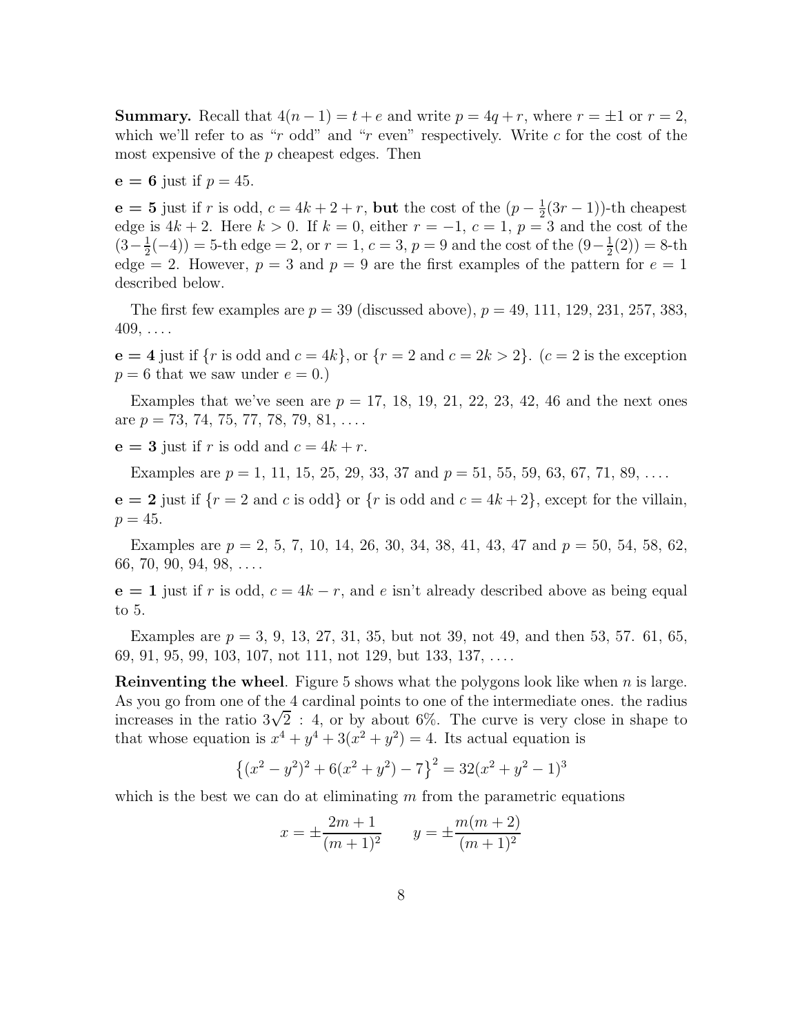**Summary.** Recall that $4(n-1) = t + e$ and write $p = 4q + r$, where $r = \pm 1$ or $r = 2$, which we'll refer to as "$r$ odd" and "$r$ even" respectively. Write $c$ for the cost of the most expensive of the $p$ cheapest edges. Then

$\mathbf{e = 6}$ just if $p = 45$.

$\mathbf{e = 5}$ just if $r$ is odd, $c = 4k + 2 + r$, **but** the cost of the $(p - \frac{1}{2}(3r-1))$-th cheapest edge is $4k + 2$. Here $k > 0$. If $k = 0$, either $r = -1$, $c = 1$, $p = 3$ and the cost of the $(3 - \frac{1}{2}(-4)) = 5$-th edge $= 2$, or $r = 1$, $c = 3$, $p = 9$ and the cost of the $(9 - \frac{1}{2}(2)) = 8$-th edge $= 2$. However, $p = 3$ and $p = 9$ are the first examples of the pattern for $e = 1$ described below.

The first few examples are $p = 39$ (discussed above), $p = 49$, 111, 129, 231, 257, 383, 409, $\ldots$.

$\mathbf{e = 4}$ just if $\{r$ is odd and $c = 4k\}$, or $\{r = 2$ and $c = 2k > 2\}$. ($c = 2$ is the exception $p = 6$ that we saw under $e = 0$.)

Examples that we've seen are $p = 17$, 18, 19, 21, 22, 23, 42, 46 and the next ones are $p = 73$, 74, 75, 77, 78, 79, 81, $\ldots$.

$\mathbf{e = 3}$ just if $r$ is odd and $c = 4k + r$.

Examples are $p = 1$, 11, 15, 25, 29, 33, 37 and $p = 51$, 55, 59, 63, 67, 71, 89, $\ldots$.

$\mathbf{e = 2}$ just if $\{r = 2$ and $c$ is odd$\}$ or $\{r$ is odd and $c = 4k + 2\}$, except for the villain, $p = 45$.

Examples are $p = 2$, 5, 7, 10, 14, 26, 30, 34, 38, 41, 43, 47 and $p = 50$, 54, 58, 62, 66, 70, 90, 94, 98, $\ldots$.

$\mathbf{e = 1}$ just if $r$ is odd, $c = 4k - r$, and $e$ isn't already described above as being equal to 5.

Examples are $p = 3$, 9, 13, 27, 31, 35, but not 39, not 49, and then 53, 57. 61, 65, 69, 91, 95, 99, 103, 107, not 111, not 129, but 133, 137, $\ldots$.

**Reinventing the wheel**. Figure 5 shows what the polygons look like when $n$ is large. As you go from one of the 4 cardinal points to one of the intermediate ones. the radius increases in the ratio $3\sqrt{2} : 4$, or by about 6%. The curve is very close in shape to that whose equation is $x^4 + y^4 + 3(x^2 + y^2) = 4$. Its actual equation is

$$\left\{(x^2 - y^2)^2 + 6(x^2 + y^2) - 7\right\}^2 = 32(x^2 + y^2 - 1)^3$$

which is the best we can do at eliminating $m$ from the parametric equations

$$x = \pm\frac{2m+1}{(m+1)^2} \qquad y = \pm\frac{m(m+2)}{(m+1)^2}$$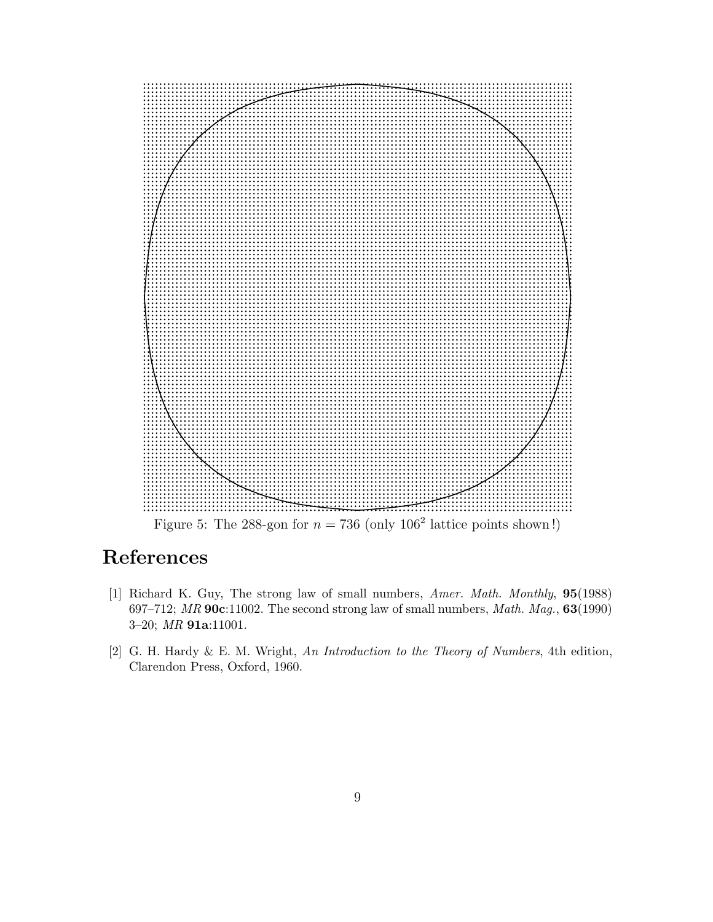Figure 5: The 288-gon for $n = 736$ (only $106^2$ lattice points shown!)

# References

[1] Richard K. Guy, The strong law of small numbers, *Amer. Math. Monthly*, **95**(1988) 697–712; *MR* **90c**:11002. The second strong law of small numbers, *Math. Mag.*, **63**(1990) 3–20; *MR* **91a**:11001.

[2] G. H. Hardy & E. M. Wright, *An Introduction to the Theory of Numbers*, 4th edition, Clarendon Press, Oxford, 1960.